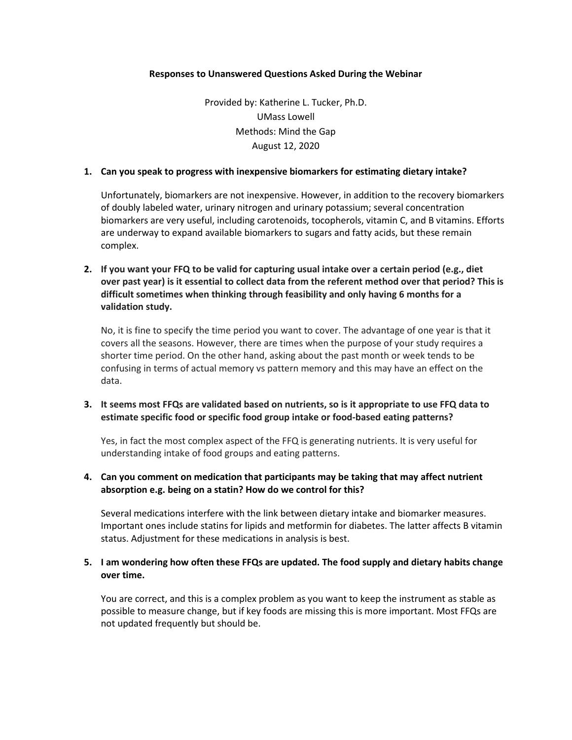**Responses to Unanswered Questions Asked During the Webinar**

Provided by: Katherine L. Tucker, Ph.D.
UMass Lowell
Methods: Mind the Gap
August 12, 2020

1. **Can you speak to progress with inexpensive biomarkers for estimating dietary intake?**

   Unfortunately, biomarkers are not inexpensive. However, in addition to the recovery biomarkers of doubly labeled water, urinary nitrogen and urinary potassium; several concentration biomarkers are very useful, including carotenoids, tocopherols, vitamin C, and B vitamins. Efforts are underway to expand available biomarkers to sugars and fatty acids, but these remain complex.

2. **If you want your FFQ to be valid for capturing usual intake over a certain period (e.g., diet over past year) is it essential to collect data from the referent method over that period? This is difficult sometimes when thinking through feasibility and only having 6 months for a validation study.**

   No, it is fine to specify the time period you want to cover. The advantage of one year is that it covers all the seasons. However, there are times when the purpose of your study requires a shorter time period. On the other hand, asking about the past month or week tends to be confusing in terms of actual memory vs pattern memory and this may have an effect on the data.

3. **It seems most FFQs are validated based on nutrients, so is it appropriate to use FFQ data to estimate specific food or specific food group intake or food-based eating patterns?**

   Yes, in fact the most complex aspect of the FFQ is generating nutrients. It is very useful for understanding intake of food groups and eating patterns.

4. **Can you comment on medication that participants may be taking that may affect nutrient absorption e.g. being on a statin? How do we control for this?**

   Several medications interfere with the link between dietary intake and biomarker measures. Important ones include statins for lipids and metformin for diabetes. The latter affects B vitamin status. Adjustment for these medications in analysis is best.

5. **I am wondering how often these FFQs are updated. The food supply and dietary habits change over time.**

   You are correct, and this is a complex problem as you want to keep the instrument as stable as possible to measure change, but if key foods are missing this is more important. Most FFQs are not updated frequently but should be.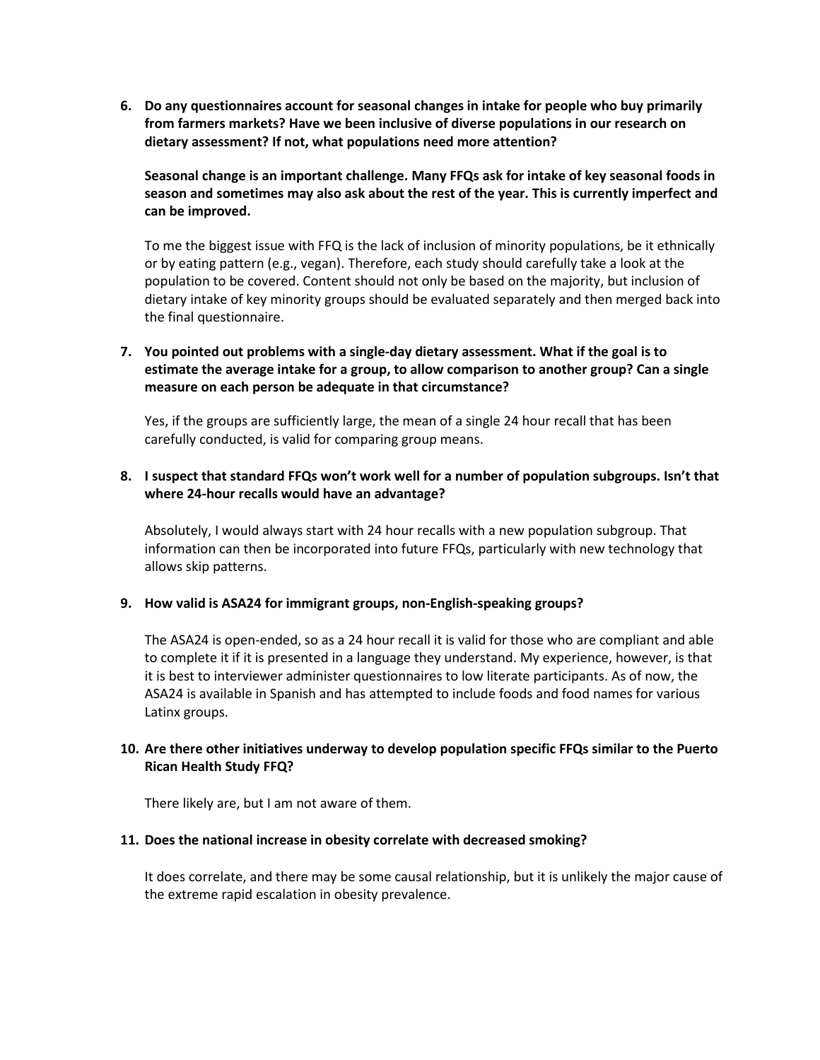6. **Do any questionnaires account for seasonal changes in intake for people who buy primarily from farmers markets? Have we been inclusive of diverse populations in our research on dietary assessment? If not, what populations need more attention?**

   **Seasonal change is an important challenge. Many FFQs ask for intake of key seasonal foods in season and sometimes may also ask about the rest of the year. This is currently imperfect and can be improved.**

   To me the biggest issue with FFQ is the lack of inclusion of minority populations, be it ethnically or by eating pattern (e.g., vegan). Therefore, each study should carefully take a look at the population to be covered. Content should not only be based on the majority, but inclusion of dietary intake of key minority groups should be evaluated separately and then merged back into the final questionnaire.

7. **You pointed out problems with a single-day dietary assessment. What if the goal is to estimate the average intake for a group, to allow comparison to another group? Can a single measure on each person be adequate in that circumstance?**

   Yes, if the groups are sufficiently large, the mean of a single 24 hour recall that has been carefully conducted, is valid for comparing group means.

8. **I suspect that standard FFQs won't work well for a number of population subgroups. Isn't that where 24-hour recalls would have an advantage?**

   Absolutely, I would always start with 24 hour recalls with a new population subgroup. That information can then be incorporated into future FFQs, particularly with new technology that allows skip patterns.

9. **How valid is ASA24 for immigrant groups, non-English-speaking groups?**

   The ASA24 is open-ended, so as a 24 hour recall it is valid for those who are compliant and able to complete it if it is presented in a language they understand. My experience, however, is that it is best to interviewer administer questionnaires to low literate participants. As of now, the ASA24 is available in Spanish and has attempted to include foods and food names for various Latinx groups.

10. **Are there other initiatives underway to develop population specific FFQs similar to the Puerto Rican Health Study FFQ?**

    There likely are, but I am not aware of them.

11. **Does the national increase in obesity correlate with decreased smoking?**

    It does correlate, and there may be some causal relationship, but it is unlikely the major cause of the extreme rapid escalation in obesity prevalence.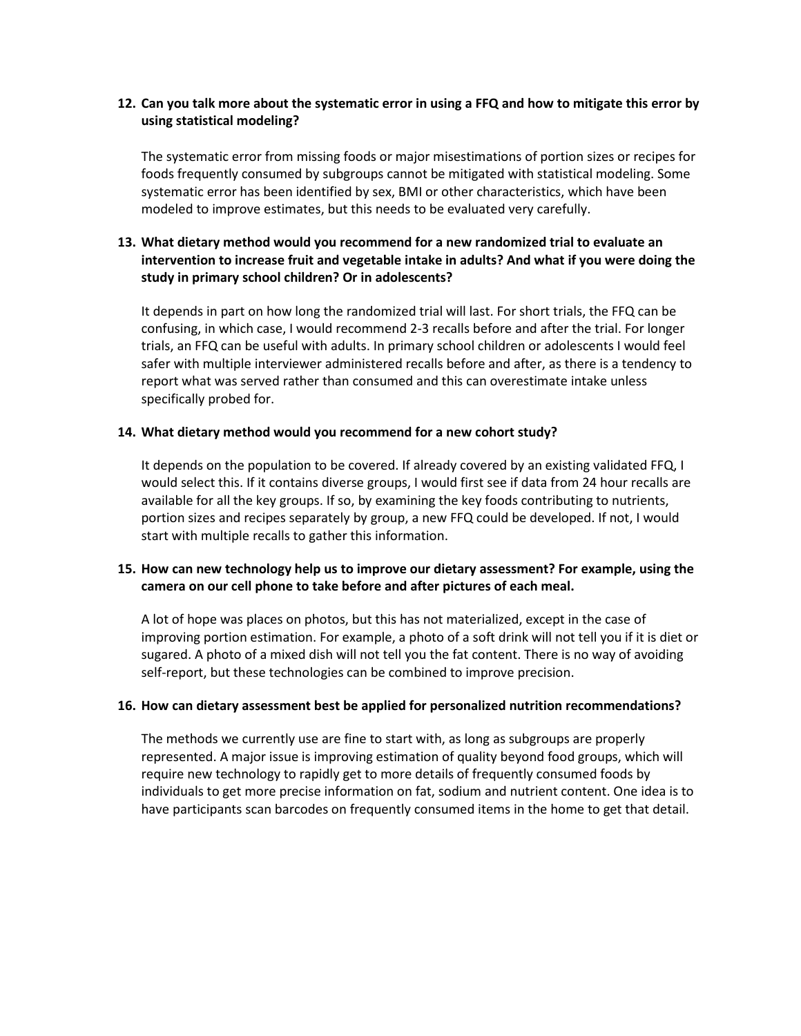**12. Can you talk more about the systematic error in using a FFQ and how to mitigate this error by using statistical modeling?**

The systematic error from missing foods or major misestimations of portion sizes or recipes for foods frequently consumed by subgroups cannot be mitigated with statistical modeling. Some systematic error has been identified by sex, BMI or other characteristics, which have been modeled to improve estimates, but this needs to be evaluated very carefully.

**13. What dietary method would you recommend for a new randomized trial to evaluate an intervention to increase fruit and vegetable intake in adults? And what if you were doing the study in primary school children? Or in adolescents?**

It depends in part on how long the randomized trial will last. For short trials, the FFQ can be confusing, in which case, I would recommend 2-3 recalls before and after the trial. For longer trials, an FFQ can be useful with adults. In primary school children or adolescents I would feel safer with multiple interviewer administered recalls before and after, as there is a tendency to report what was served rather than consumed and this can overestimate intake unless specifically probed for.

**14. What dietary method would you recommend for a new cohort study?**

It depends on the population to be covered. If already covered by an existing validated FFQ, I would select this. If it contains diverse groups, I would first see if data from 24 hour recalls are available for all the key groups. If so, by examining the key foods contributing to nutrients, portion sizes and recipes separately by group, a new FFQ could be developed. If not, I would start with multiple recalls to gather this information.

**15. How can new technology help us to improve our dietary assessment? For example, using the camera on our cell phone to take before and after pictures of each meal.**

A lot of hope was places on photos, but this has not materialized, except in the case of improving portion estimation. For example, a photo of a soft drink will not tell you if it is diet or sugared. A photo of a mixed dish will not tell you the fat content. There is no way of avoiding self-report, but these technologies can be combined to improve precision.

**16. How can dietary assessment best be applied for personalized nutrition recommendations?**

The methods we currently use are fine to start with, as long as subgroups are properly represented. A major issue is improving estimation of quality beyond food groups, which will require new technology to rapidly get to more details of frequently consumed foods by individuals to get more precise information on fat, sodium and nutrient content. One idea is to have participants scan barcodes on frequently consumed items in the home to get that detail.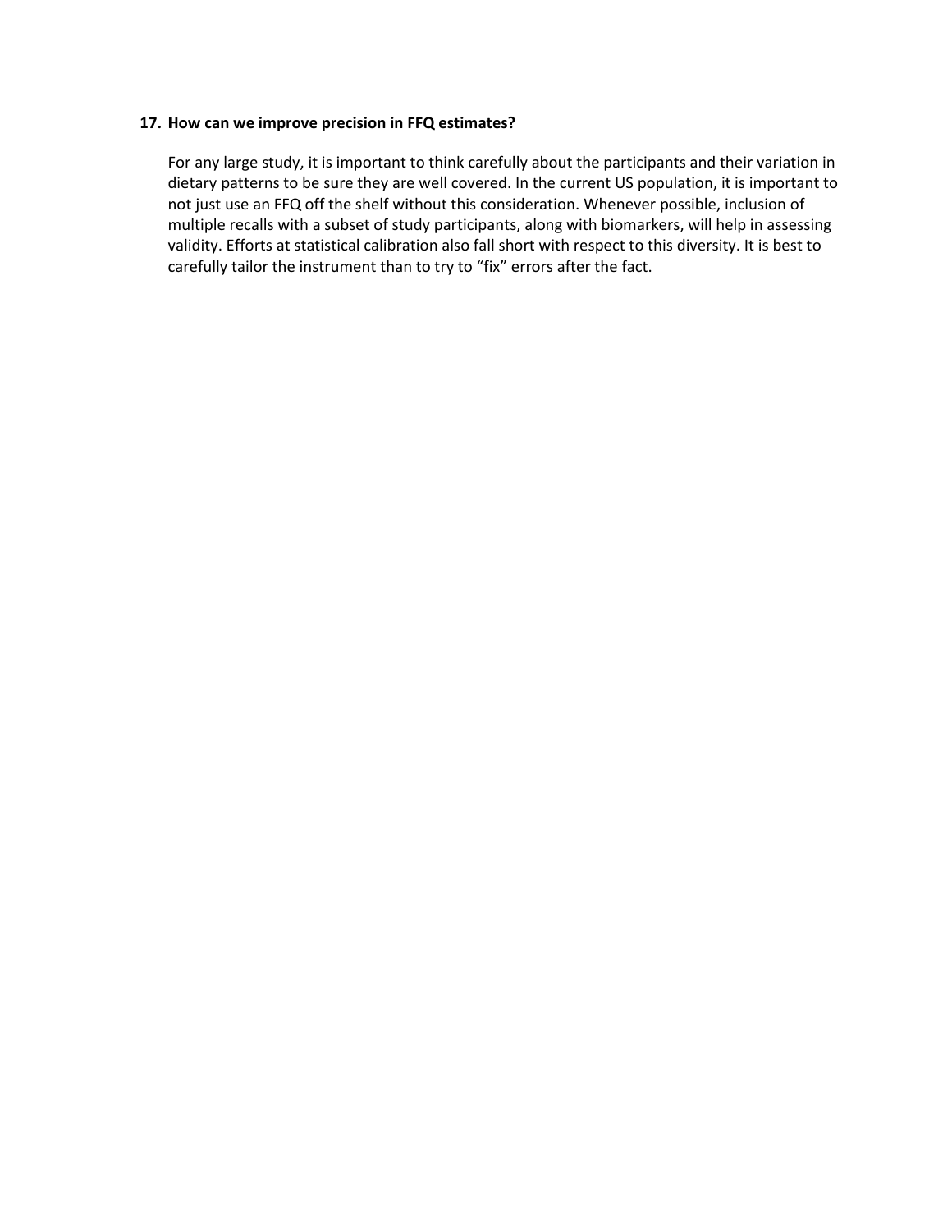**17. How can we improve precision in FFQ estimates?**

For any large study, it is important to think carefully about the participants and their variation in dietary patterns to be sure they are well covered. In the current US population, it is important to not just use an FFQ off the shelf without this consideration. Whenever possible, inclusion of multiple recalls with a subset of study participants, along with biomarkers, will help in assessing validity. Efforts at statistical calibration also fall short with respect to this diversity. It is best to carefully tailor the instrument than to try to "fix" errors after the fact.